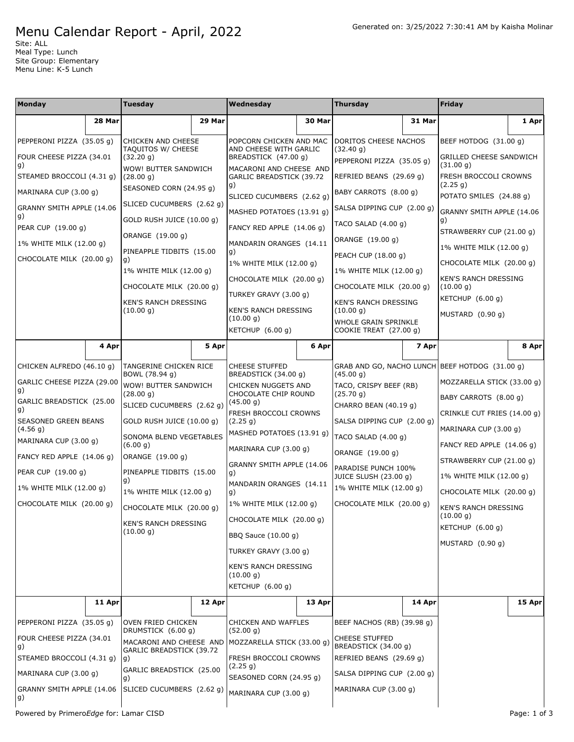# Menu Calendar Report - April, 2022

Generated on: 3/25/2022 7:30:41 AM by Kaisha Molinar

Site: ALL
Meal Type: Lunch
Site Group: Elementary
Menu Line: K-5 Lunch

| Monday | Tuesday | Wednesday | Thursday | Friday |
|---|---|---|---|---|
| **28 Mar** | **29 Mar** | **30 Mar** | **31 Mar** | **1 Apr** |
| PEPPERONI PIZZA (35.05 g)<br>FOUR CHEESE PIZZA (34.01 g)<br>STEAMED BROCCOLI (4.31 g)<br>MARINARA CUP (3.00 g)<br>GRANNY SMITH APPLE (14.06 g)<br>PEAR CUP (19.00 g)<br>1% WHITE MILK (12.00 g)<br>CHOCOLATE MILK (20.00 g) | CHICKEN AND CHEESE TAQUITOS W/ CHEESE (32.20 g)<br>WOW! BUTTER SANDWICH (28.00 g)<br>SEASONED CORN (24.95 g)<br>SLICED CUCUMBERS (2.62 g)<br>GOLD RUSH JUICE (10.00 g)<br>ORANGE (19.00 g)<br>PINEAPPLE TIDBITS (15.00 g)<br>1% WHITE MILK (12.00 g)<br>CHOCOLATE MILK (20.00 g)<br>KEN'S RANCH DRESSING (10.00 g) | POPCORN CHICKEN AND MAC AND CHEESE WITH GARLIC BREADSTICK (47.00 g)<br>MACARONI AND CHEESE AND GARLIC BREADSTICK (39.72 g)<br>SLICED CUCUMBERS (2.62 g)<br>MASHED POTATOES (13.91 g)<br>FANCY RED APPLE (14.06 g)<br>MANDARIN ORANGES (14.11 g)<br>1% WHITE MILK (12.00 g)<br>CHOCOLATE MILK (20.00 g)<br>TURKEY GRAVY (3.00 g)<br>KEN'S RANCH DRESSING (10.00 g)<br>KETCHUP (6.00 g) | DORITOS CHEESE NACHOS (32.40 g)<br>PEPPERONI PIZZA (35.05 g)<br>REFRIED BEANS (29.69 g)<br>BABY CARROTS (8.00 g)<br>SALSA DIPPING CUP (2.00 g)<br>TACO SALAD (4.00 g)<br>ORANGE (19.00 g)<br>PEACH CUP (18.00 g)<br>1% WHITE MILK (12.00 g)<br>CHOCOLATE MILK (20.00 g)<br>KEN'S RANCH DRESSING (10.00 g)<br>WHOLE GRAIN SPRINKLE COOKIE TREAT (27.00 g) | BEEF HOTDOG (31.00 g)<br>GRILLED CHEESE SANDWICH (31.00 g)<br>FRESH BROCCOLI CROWNS (2.25 g)<br>POTATO SMILES (24.88 g)<br>GRANNY SMITH APPLE (14.06 g)<br>STRAWBERRY CUP (21.00 g)<br>1% WHITE MILK (12.00 g)<br>CHOCOLATE MILK (20.00 g)<br>KEN'S RANCH DRESSING (10.00 g)<br>KETCHUP (6.00 g)<br>MUSTARD (0.90 g) |
| **4 Apr** | **5 Apr** | **6 Apr** | **7 Apr** | **8 Apr** |
| CHICKEN ALFREDO (46.10 g)<br>GARLIC CHEESE PIZZA (29.00 g)<br>GARLIC BREADSTICK (25.00 g)<br>SEASONED GREEN BEANS (4.56 g)<br>MARINARA CUP (3.00 g)<br>FANCY RED APPLE (14.06 g)<br>PEAR CUP (19.00 g)<br>1% WHITE MILK (12.00 g)<br>CHOCOLATE MILK (20.00 g) | TANGERINE CHICKEN RICE BOWL (78.94 g)<br>WOW! BUTTER SANDWICH (28.00 g)<br>SLICED CUCUMBERS (2.62 g)<br>GOLD RUSH JUICE (10.00 g)<br>SONOMA BLEND VEGETABLES (6.00 g)<br>ORANGE (19.00 g)<br>PINEAPPLE TIDBITS (15.00 g)<br>1% WHITE MILK (12.00 g)<br>CHOCOLATE MILK (20.00 g)<br>KEN'S RANCH DRESSING (10.00 g) | CHEESE STUFFED BREADSTICK (34.00 g)<br>CHICKEN NUGGETS AND CHOCOLATE CHIP ROUND (45.00 g)<br>FRESH BROCCOLI CROWNS (2.25 g)<br>MASHED POTATOES (13.91 g)<br>MARINARA CUP (3.00 g)<br>GRANNY SMITH APPLE (14.06 g)<br>MANDARIN ORANGES (14.11 g)<br>1% WHITE MILK (12.00 g)<br>CHOCOLATE MILK (20.00 g)<br>BBQ Sauce (10.00 g)<br>TURKEY GRAVY (3.00 g)<br>KEN'S RANCH DRESSING (10.00 g)<br>KETCHUP (6.00 g) | GRAB AND GO, NACHO LUNCH (45.00 g)<br>TACO, CRISPY BEEF (RB) (25.70 g)<br>CHARRO BEAN (40.19 g)<br>SALSA DIPPING CUP (2.00 g)<br>TACO SALAD (4.00 g)<br>ORANGE (19.00 g)<br>PARADISE PUNCH 100% JUICE SLUSH (23.00 g)<br>1% WHITE MILK (12.00 g)<br>CHOCOLATE MILK (20.00 g) | BEEF HOTDOG (31.00 g)<br>MOZZARELLA STICK (33.00 g)<br>BABY CARROTS (8.00 g)<br>CRINKLE CUT FRIES (14.00 g)<br>MARINARA CUP (3.00 g)<br>FANCY RED APPLE (14.06 g)<br>STRAWBERRY CUP (21.00 g)<br>1% WHITE MILK (12.00 g)<br>CHOCOLATE MILK (20.00 g)<br>KEN'S RANCH DRESSING (10.00 g)<br>KETCHUP (6.00 g)<br>MUSTARD (0.90 g) |
| **11 Apr** | **12 Apr** | **13 Apr** | **14 Apr** | **15 Apr** |
| PEPPERONI PIZZA (35.05 g)<br>FOUR CHEESE PIZZA (34.01 g)<br>STEAMED BROCCOLI (4.31 g)<br>MARINARA CUP (3.00 g)<br>GRANNY SMITH APPLE (14.06 g) | OVEN FRIED CHICKEN DRUMSTICK (6.00 g)<br>MACARONI AND CHEESE AND GARLIC BREADSTICK (39.72 g)<br>GARLIC BREADSTICK (25.00 g)<br>SLICED CUCUMBERS (2.62 g) | CHICKEN AND WAFFLES (52.00 g)<br>MOZZARELLA STICK (33.00 g)<br>FRESH BROCCOLI CROWNS (2.25 g)<br>SEASONED CORN (24.95 g)<br>MARINARA CUP (3.00 g) | BEEF NACHOS (RB) (39.98 g)<br>CHEESE STUFFED BREADSTICK (34.00 g)<br>REFRIED BEANS (29.69 g)<br>SALSA DIPPING CUP (2.00 g)<br>MARINARA CUP (3.00 g) | |

Powered by PrimeroEdge for: Lamar CISD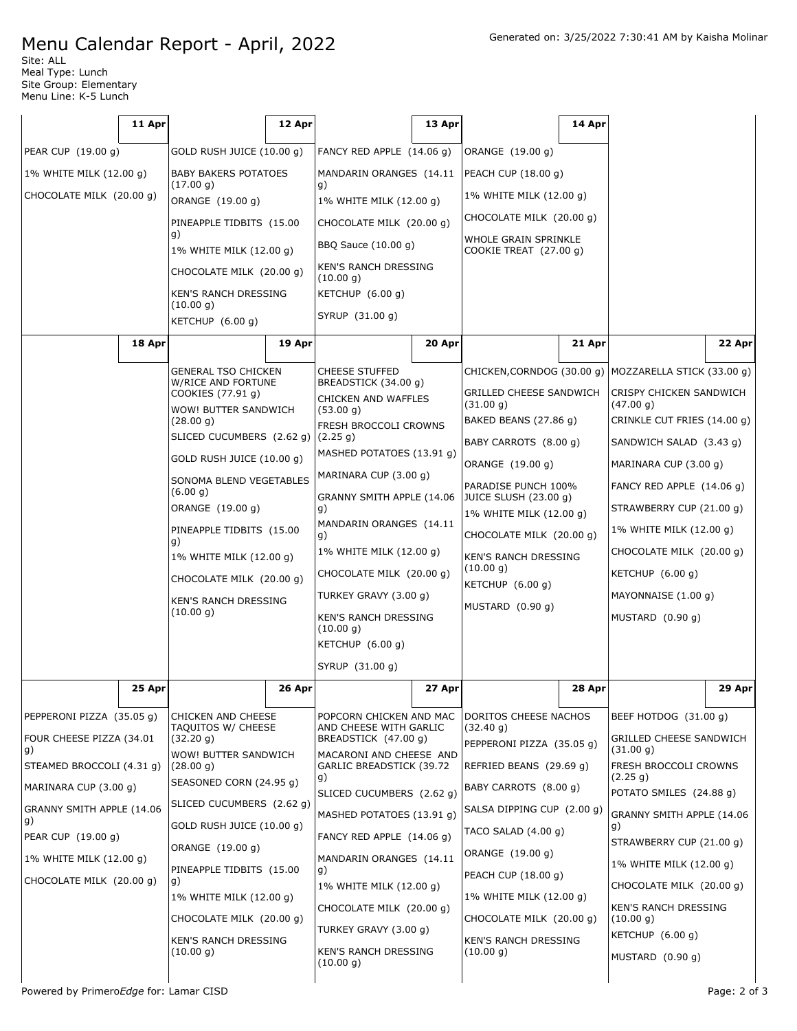# Menu Calendar Report - April, 2022

Generated on: 3/25/2022 7:30:41 AM by Kaisha Molinar

Site: ALL
Meal Type: Lunch
Site Group: Elementary
Menu Line: K-5 Lunch

| 11 Apr | 12 Apr | 13 Apr | 14 Apr | |
|---|---|---|---|---|
| PEAR CUP (19.00 g)<br>1% WHITE MILK (12.00 g)<br>CHOCOLATE MILK (20.00 g) | GOLD RUSH JUICE (10.00 g)<br>BABY BAKERS POTATOES (17.00 g)<br>ORANGE (19.00 g)<br>PINEAPPLE TIDBITS (15.00 g)<br>1% WHITE MILK (12.00 g)<br>CHOCOLATE MILK (20.00 g)<br>KEN'S RANCH DRESSING (10.00 g)<br>KETCHUP (6.00 g) | FANCY RED APPLE (14.06 g)<br>MANDARIN ORANGES (14.11 g)<br>1% WHITE MILK (12.00 g)<br>CHOCOLATE MILK (20.00 g)<br>BBQ Sauce (10.00 g)<br>KEN'S RANCH DRESSING (10.00 g)<br>KETCHUP (6.00 g)<br>SYRUP (31.00 g) | ORANGE (19.00 g)<br>PEACH CUP (18.00 g)<br>1% WHITE MILK (12.00 g)<br>CHOCOLATE MILK (20.00 g)<br>WHOLE GRAIN SPRINKLE COOKIE TREAT (27.00 g) | |

| 18 Apr | 19 Apr | 20 Apr | 21 Apr | 22 Apr |
|---|---|---|---|---|
| | GENERAL TSO CHICKEN W/RICE AND FORTUNE COOKIES (77.91 g)<br>WOW! BUTTER SANDWICH (28.00 g)<br>SLICED CUCUMBERS (2.62 g)<br>GOLD RUSH JUICE (10.00 g)<br>SONOMA BLEND VEGETABLES (6.00 g)<br>ORANGE (19.00 g)<br>PINEAPPLE TIDBITS (15.00 g)<br>1% WHITE MILK (12.00 g)<br>CHOCOLATE MILK (20.00 g)<br>KEN'S RANCH DRESSING (10.00 g) | CHEESE STUFFED BREADSTICK (34.00 g)<br>CHICKEN AND WAFFLES (53.00 g)<br>FRESH BROCCOLI CROWNS (2.25 g)<br>MASHED POTATOES (13.91 g)<br>MARINARA CUP (3.00 g)<br>GRANNY SMITH APPLE (14.06 g)<br>MANDARIN ORANGES (14.11 g)<br>1% WHITE MILK (12.00 g)<br>CHOCOLATE MILK (20.00 g)<br>TURKEY GRAVY (3.00 g)<br>KEN'S RANCH DRESSING (10.00 g)<br>KETCHUP (6.00 g)<br>SYRUP (31.00 g) | CHICKEN,CORNDOG (30.00 g)<br>GRILLED CHEESE SANDWICH (31.00 g)<br>BAKED BEANS (27.86 g)<br>BABY CARROTS (8.00 g)<br>ORANGE (19.00 g)<br>PARADISE PUNCH 100% JUICE SLUSH (23.00 g)<br>1% WHITE MILK (12.00 g)<br>CHOCOLATE MILK (20.00 g)<br>KEN'S RANCH DRESSING (10.00 g)<br>KETCHUP (6.00 g)<br>MUSTARD (0.90 g) | MOZZARELLA STICK (33.00 g)<br>CRISPY CHICKEN SANDWICH (47.00 g)<br>CRINKLE CUT FRIES (14.00 g)<br>SANDWICH SALAD (3.43 g)<br>MARINARA CUP (3.00 g)<br>FANCY RED APPLE (14.06 g)<br>STRAWBERRY CUP (21.00 g)<br>1% WHITE MILK (12.00 g)<br>CHOCOLATE MILK (20.00 g)<br>KETCHUP (6.00 g)<br>MAYONNAISE (1.00 g)<br>MUSTARD (0.90 g) |

| 25 Apr | 26 Apr | 27 Apr | 28 Apr | 29 Apr |
|---|---|---|---|---|
| PEPPERONI PIZZA (35.05 g)<br>FOUR CHEESE PIZZA (34.01 g)<br>STEAMED BROCCOLI (4.31 g)<br>MARINARA CUP (3.00 g)<br>GRANNY SMITH APPLE (14.06 g)<br>PEAR CUP (19.00 g)<br>1% WHITE MILK (12.00 g)<br>CHOCOLATE MILK (20.00 g) | CHICKEN AND CHEESE TAQUITOS W/ CHEESE (32.20 g)<br>WOW! BUTTER SANDWICH (28.00 g)<br>SEASONED CORN (24.95 g)<br>SLICED CUCUMBERS (2.62 g)<br>GOLD RUSH JUICE (10.00 g)<br>ORANGE (19.00 g)<br>PINEAPPLE TIDBITS (15.00 g)<br>1% WHITE MILK (12.00 g)<br>CHOCOLATE MILK (20.00 g)<br>KEN'S RANCH DRESSING (10.00 g) | POPCORN CHICKEN AND MAC AND CHEESE WITH GARLIC BREADSTICK (47.00 g)<br>MACARONI AND CHEESE AND GARLIC BREADSTICK (39.72 g)<br>SLICED CUCUMBERS (2.62 g)<br>MASHED POTATOES (13.91 g)<br>FANCY RED APPLE (14.06 g)<br>MANDARIN ORANGES (14.11 g)<br>1% WHITE MILK (12.00 g)<br>CHOCOLATE MILK (20.00 g)<br>TURKEY GRAVY (3.00 g)<br>KEN'S RANCH DRESSING (10.00 g) | DORITOS CHEESE NACHOS (32.40 g)<br>PEPPERONI PIZZA (35.05 g)<br>REFRIED BEANS (29.69 g)<br>BABY CARROTS (8.00 g)<br>SALSA DIPPING CUP (2.00 g)<br>TACO SALAD (4.00 g)<br>ORANGE (19.00 g)<br>PEACH CUP (18.00 g)<br>1% WHITE MILK (12.00 g)<br>CHOCOLATE MILK (20.00 g)<br>KEN'S RANCH DRESSING (10.00 g) | BEEF HOTDOG (31.00 g)<br>GRILLED CHEESE SANDWICH (31.00 g)<br>FRESH BROCCOLI CROWNS (2.25 g)<br>POTATO SMILES (24.88 g)<br>GRANNY SMITH APPLE (14.06 g)<br>STRAWBERRY CUP (21.00 g)<br>1% WHITE MILK (12.00 g)<br>CHOCOLATE MILK (20.00 g)<br>KEN'S RANCH DRESSING (10.00 g)<br>KETCHUP (6.00 g)<br>MUSTARD (0.90 g) |

Powered by PrimeroEdge for: Lamar CISD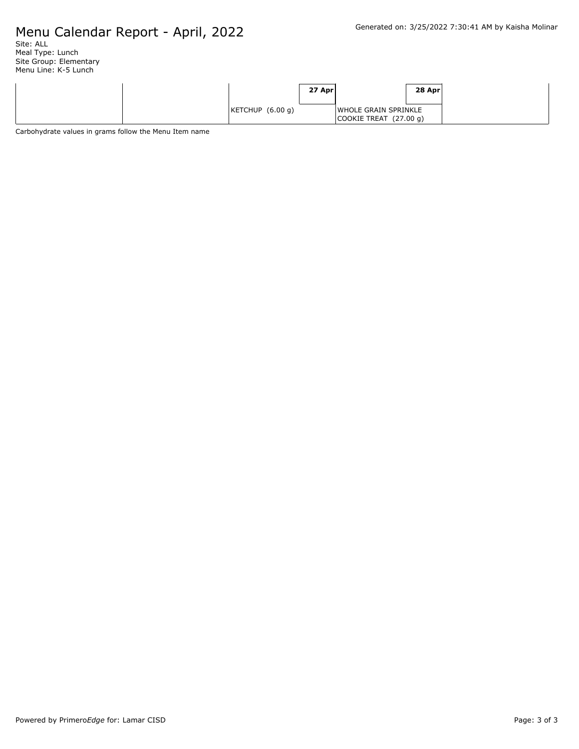# Menu Calendar Report - April, 2022

Generated on: 3/25/2022 7:30:41 AM by Kaisha Molinar

Site: ALL
Meal Type: Lunch
Site Group: Elementary
Menu Line: K-5 Lunch

| | | 27 Apr | 28 Apr | |
|---|---|---|---|---|
| | | KETCHUP (6.00 g) | WHOLE GRAIN SPRINKLE COOKIE TREAT (27.00 g) | |

Carbohydrate values in grams follow the Menu Item name

Powered by Primero*Edge* for: Lamar CISD